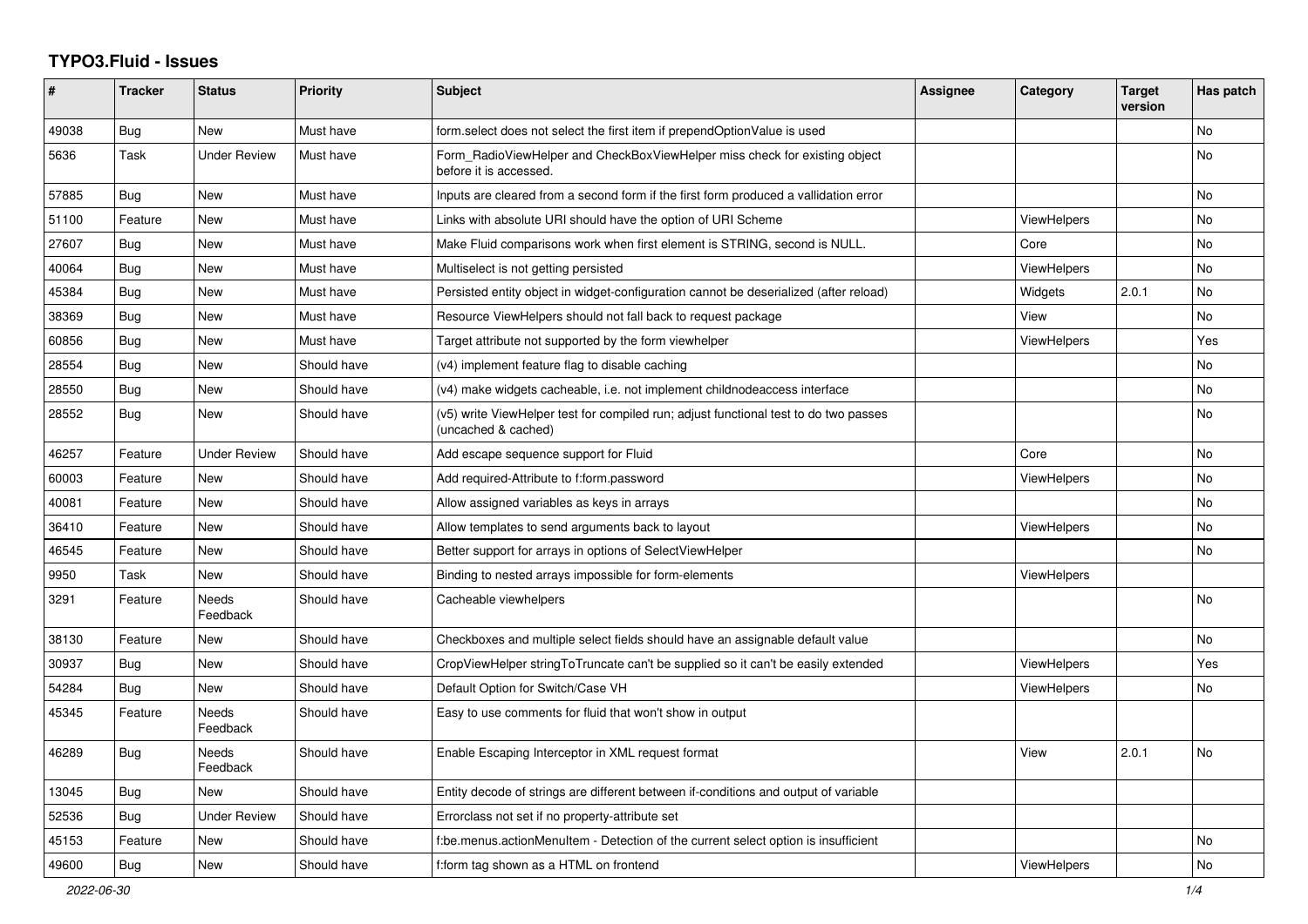# TYPO3.Fluid - Issues

| # | Tracker | Status | Priority | Subject | Assignee | Category | Target version | Has patch |
|---|---|---|---|---|---|---|---|---|
| 49038 | Bug | New | Must have | form.select does not select the first item if prependOptionValue is used | | | | No |
| 5636 | Task | Under Review | Must have | Form_RadioViewHelper and CheckBoxViewHelper miss check for existing object before it is accessed. | | | | No |
| 57885 | Bug | New | Must have | Inputs are cleared from a second form if the first form produced a vallidation error | | | | No |
| 51100 | Feature | New | Must have | Links with absolute URI should have the option of URI Scheme | | ViewHelpers | | No |
| 27607 | Bug | New | Must have | Make Fluid comparisons work when first element is STRING, second is NULL. | | Core | | No |
| 40064 | Bug | New | Must have | Multiselect is not getting persisted | | ViewHelpers | | No |
| 45384 | Bug | New | Must have | Persisted entity object in widget-configuration cannot be deserialized (after reload) | | Widgets | 2.0.1 | No |
| 38369 | Bug | New | Must have | Resource ViewHelpers should not fall back to request package | | View | | No |
| 60856 | Bug | New | Must have | Target attribute not supported by the form viewhelper | | ViewHelpers | | Yes |
| 28554 | Bug | New | Should have | (v4) implement feature flag to disable caching | | | | No |
| 28550 | Bug | New | Should have | (v4) make widgets cacheable, i.e. not implement childnodeaccess interface | | | | No |
| 28552 | Bug | New | Should have | (v5) write ViewHelper test for compiled run; adjust functional test to do two passes (uncached & cached) | | | | No |
| 46257 | Feature | Under Review | Should have | Add escape sequence support for Fluid | | Core | | No |
| 60003 | Feature | New | Should have | Add required-Attribute to f:form.password | | ViewHelpers | | No |
| 40081 | Feature | New | Should have | Allow assigned variables as keys in arrays | | | | No |
| 36410 | Feature | New | Should have | Allow templates to send arguments back to layout | | ViewHelpers | | No |
| 46545 | Feature | New | Should have | Better support for arrays in options of SelectViewHelper | | | | No |
| 9950 | Task | New | Should have | Binding to nested arrays impossible for form-elements | | ViewHelpers | | |
| 3291 | Feature | Needs Feedback | Should have | Cacheable viewhelpers | | | | No |
| 38130 | Feature | New | Should have | Checkboxes and multiple select fields should have an assignable default value | | | | No |
| 30937 | Bug | New | Should have | CropViewHelper stringToTruncate can't be supplied so it can't be easily extended | | ViewHelpers | | Yes |
| 54284 | Bug | New | Should have | Default Option for Switch/Case VH | | ViewHelpers | | No |
| 45345 | Feature | Needs Feedback | Should have | Easy to use comments for fluid that won't show in output | | | | |
| 46289 | Bug | Needs Feedback | Should have | Enable Escaping Interceptor in XML request format | | View | 2.0.1 | No |
| 13045 | Bug | New | Should have | Entity decode of strings are different between if-conditions and output of variable | | | | |
| 52536 | Bug | Under Review | Should have | Errorclass not set if no property-attribute set | | | | |
| 45153 | Feature | New | Should have | f:be.menus.actionMenuItem - Detection of the current select option is insufficient | | | | No |
| 49600 | Bug | New | Should have | f:form tag shown as a HTML on frontend | | ViewHelpers | | No |

*2022-06-30*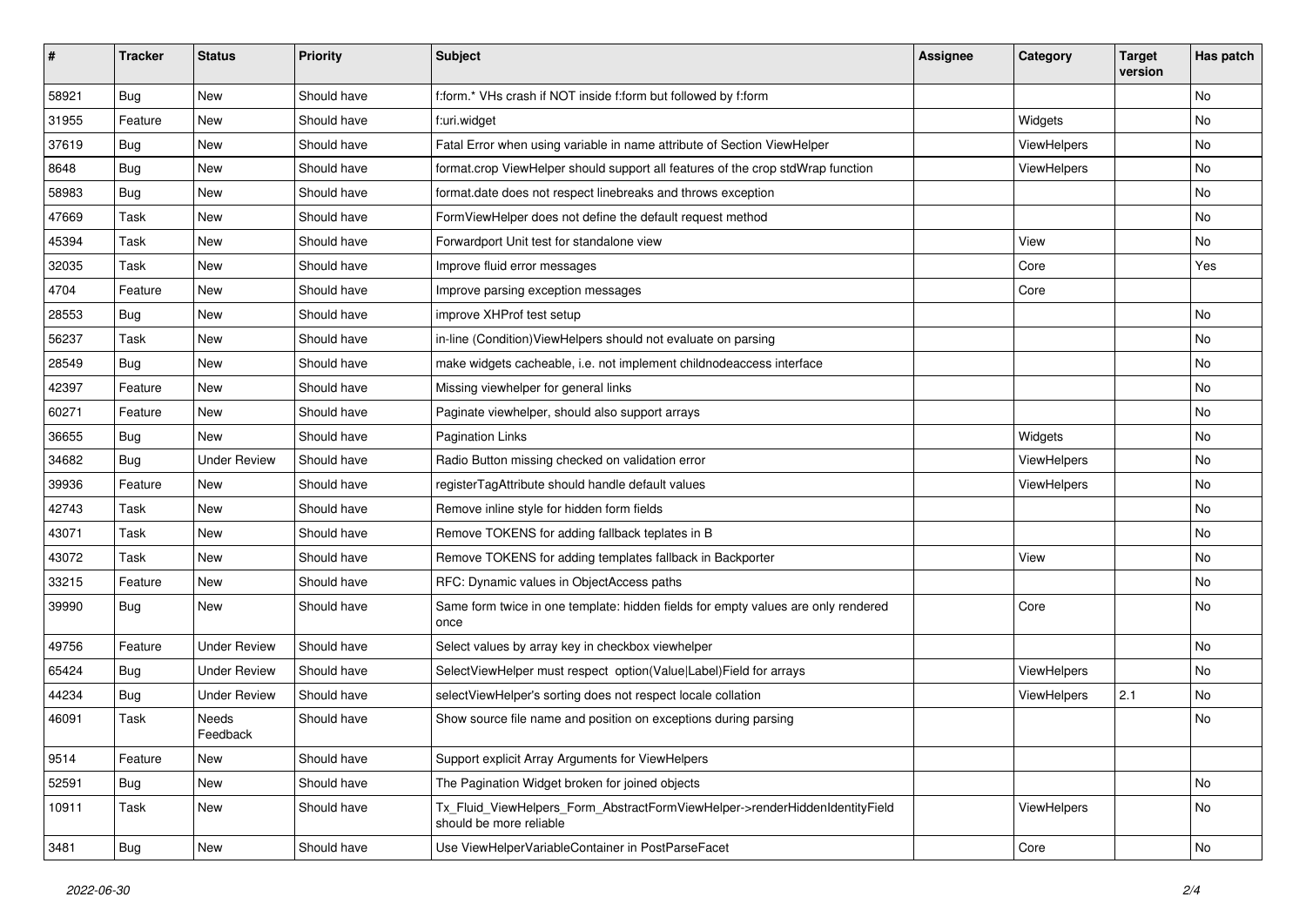| # | Tracker | Status | Priority | Subject | Assignee | Category | Target version | Has patch |
|---|---|---|---|---|---|---|---|---|
| 58921 | Bug | New | Should have | f:form.* VHs crash if NOT inside f:form but followed by f:form | | | | No |
| 31955 | Feature | New | Should have | f:uri.widget | | Widgets | | No |
| 37619 | Bug | New | Should have | Fatal Error when using variable in name attribute of Section ViewHelper | | ViewHelpers | | No |
| 8648 | Bug | New | Should have | format.crop ViewHelper should support all features of the crop stdWrap function | | ViewHelpers | | No |
| 58983 | Bug | New | Should have | format.date does not respect linebreaks and throws exception | | | | No |
| 47669 | Task | New | Should have | FormViewHelper does not define the default request method | | | | No |
| 45394 | Task | New | Should have | Forwardport Unit test for standalone view | | View | | No |
| 32035 | Task | New | Should have | Improve fluid error messages | | Core | | Yes |
| 4704 | Feature | New | Should have | Improve parsing exception messages | | Core | | |
| 28553 | Bug | New | Should have | improve XHProf test setup | | | | No |
| 56237 | Task | New | Should have | in-line (Condition)ViewHelpers should not evaluate on parsing | | | | No |
| 28549 | Bug | New | Should have | make widgets cacheable, i.e. not implement childnodeaccess interface | | | | No |
| 42397 | Feature | New | Should have | Missing viewhelper for general links | | | | No |
| 60271 | Feature | New | Should have | Paginate viewhelper, should also support arrays | | | | No |
| 36655 | Bug | New | Should have | Pagination Links | | Widgets | | No |
| 34682 | Bug | Under Review | Should have | Radio Button missing checked on validation error | | ViewHelpers | | No |
| 39936 | Feature | New | Should have | registerTagAttribute should handle default values | | ViewHelpers | | No |
| 42743 | Task | New | Should have | Remove inline style for hidden form fields | | | | No |
| 43071 | Task | New | Should have | Remove TOKENS for adding fallback teplates in B | | | | No |
| 43072 | Task | New | Should have | Remove TOKENS for adding templates fallback in Backporter | | View | | No |
| 33215 | Feature | New | Should have | RFC: Dynamic values in ObjectAccess paths | | | | No |
| 39990 | Bug | New | Should have | Same form twice in one template: hidden fields for empty values are only rendered once | | Core | | No |
| 49756 | Feature | Under Review | Should have | Select values by array key in checkbox viewhelper | | | | No |
| 65424 | Bug | Under Review | Should have | SelectViewHelper must respect option(Value\|Label)Field for arrays | | ViewHelpers | | No |
| 44234 | Bug | Under Review | Should have | selectViewHelper's sorting does not respect locale collation | | ViewHelpers | 2.1 | No |
| 46091 | Task | Needs Feedback | Should have | Show source file name and position on exceptions during parsing | | | | No |
| 9514 | Feature | New | Should have | Support explicit Array Arguments for ViewHelpers | | | | |
| 52591 | Bug | New | Should have | The Pagination Widget broken for joined objects | | | | No |
| 10911 | Task | New | Should have | Tx_Fluid_ViewHelpers_Form_AbstractFormViewHelper->renderHiddenIdentityField should be more reliable | | ViewHelpers | | No |
| 3481 | Bug | New | Should have | Use ViewHelperVariableContainer in PostParseFacet | | Core | | No |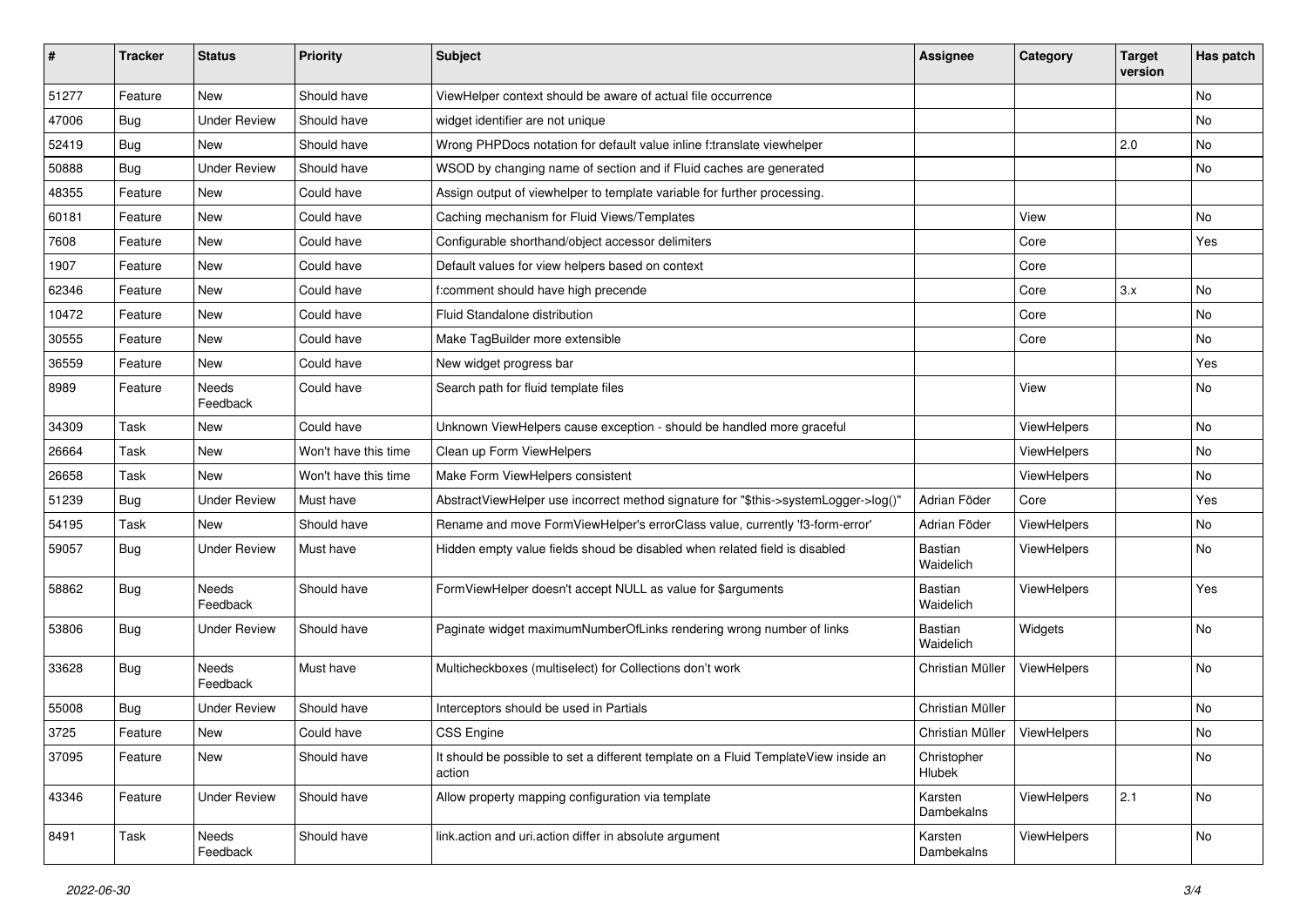| # | Tracker | Status | Priority | Subject | Assignee | Category | Target version | Has patch |
|---|---|---|---|---|---|---|---|---|
| 51277 | Feature | New | Should have | ViewHelper context should be aware of actual file occurrence | | | | No |
| 47006 | Bug | Under Review | Should have | widget identifier are not unique | | | | No |
| 52419 | Bug | New | Should have | Wrong PHPDocs notation for default value inline f:translate viewhelper | | | 2.0 | No |
| 50888 | Bug | Under Review | Should have | WSOD by changing name of section and if Fluid caches are generated | | | | No |
| 48355 | Feature | New | Could have | Assign output of viewhelper to template variable for further processing. | | | | |
| 60181 | Feature | New | Could have | Caching mechanism for Fluid Views/Templates | | View | | No |
| 7608 | Feature | New | Could have | Configurable shorthand/object accessor delimiters | | Core | | Yes |
| 1907 | Feature | New | Could have | Default values for view helpers based on context | | Core | | |
| 62346 | Feature | New | Could have | f:comment should have high precende | | Core | 3.x | No |
| 10472 | Feature | New | Could have | Fluid Standalone distribution | | Core | | No |
| 30555 | Feature | New | Could have | Make TagBuilder more extensible | | Core | | No |
| 36559 | Feature | New | Could have | New widget progress bar | | | | Yes |
| 8989 | Feature | Needs Feedback | Could have | Search path for fluid template files | | View | | No |
| 34309 | Task | New | Could have | Unknown ViewHelpers cause exception - should be handled more graceful | | ViewHelpers | | No |
| 26664 | Task | New | Won't have this time | Clean up Form ViewHelpers | | ViewHelpers | | No |
| 26658 | Task | New | Won't have this time | Make Form ViewHelpers consistent | | ViewHelpers | | No |
| 51239 | Bug | Under Review | Must have | AbstractViewHelper use incorrect method signature for "$this->systemLogger->log()" | Adrian Föder | Core | | Yes |
| 54195 | Task | New | Should have | Rename and move FormViewHelper's errorClass value, currently 'f3-form-error' | Adrian Föder | ViewHelpers | | No |
| 59057 | Bug | Under Review | Must have | Hidden empty value fields shoud be disabled when related field is disabled | Bastian Waidelich | ViewHelpers | | No |
| 58862 | Bug | Needs Feedback | Should have | FormViewHelper doesn't accept NULL as value for $arguments | Bastian Waidelich | ViewHelpers | | Yes |
| 53806 | Bug | Under Review | Should have | Paginate widget maximumNumberOfLinks rendering wrong number of links | Bastian Waidelich | Widgets | | No |
| 33628 | Bug | Needs Feedback | Must have | Multicheckboxes (multiselect) for Collections don't work | Christian Müller | ViewHelpers | | No |
| 55008 | Bug | Under Review | Should have | Interceptors should be used in Partials | Christian Müller | | | No |
| 3725 | Feature | New | Could have | CSS Engine | Christian Müller | ViewHelpers | | No |
| 37095 | Feature | New | Should have | It should be possible to set a different template on a Fluid TemplateView inside an action | Christopher Hlubek | | | No |
| 43346 | Feature | Under Review | Should have | Allow property mapping configuration via template | Karsten Dambekalns | ViewHelpers | 2.1 | No |
| 8491 | Task | Needs Feedback | Should have | link.action and uri.action differ in absolute argument | Karsten Dambekalns | ViewHelpers | | No |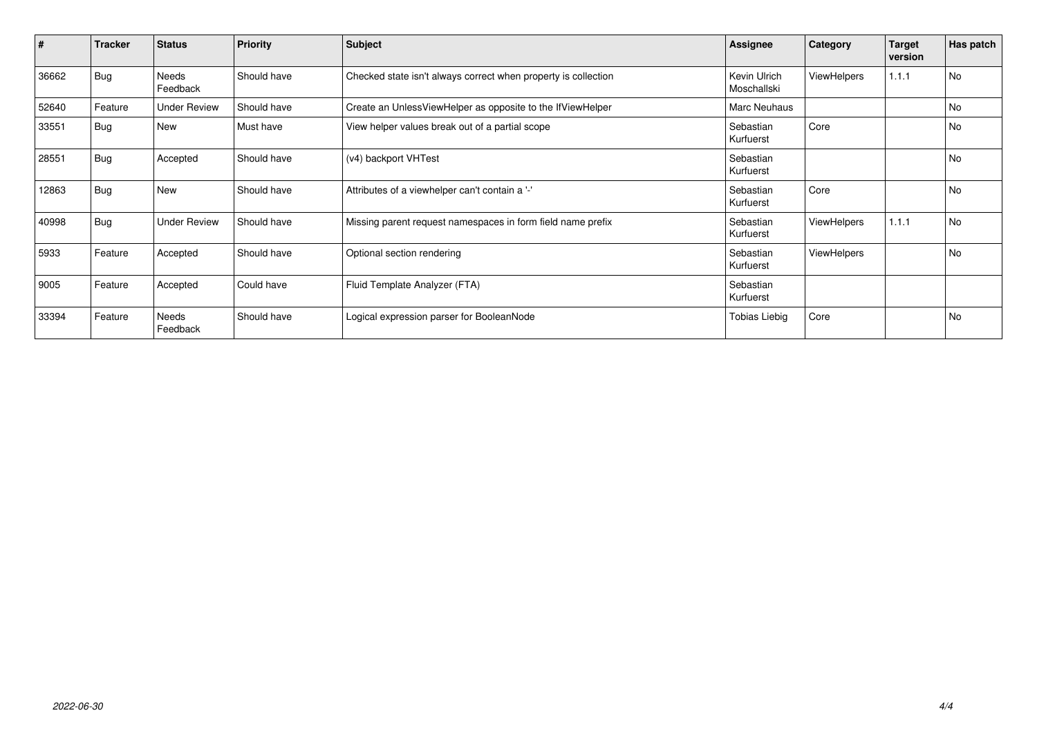| # | Tracker | Status | Priority | Subject | Assignee | Category | Target version | Has patch |
|---|---|---|---|---|---|---|---|---|
| 36662 | Bug | Needs Feedback | Should have | Checked state isn't always correct when property is collection | Kevin Ulrich Moschallski | ViewHelpers | 1.1.1 | No |
| 52640 | Feature | Under Review | Should have | Create an UnlessViewHelper as opposite to the IfViewHelper | Marc Neuhaus | | | No |
| 33551 | Bug | New | Must have | View helper values break out of a partial scope | Sebastian Kurfuerst | Core | | No |
| 28551 | Bug | Accepted | Should have | (v4) backport VHTest | Sebastian Kurfuerst | | | No |
| 12863 | Bug | New | Should have | Attributes of a viewhelper can't contain a '-' | Sebastian Kurfuerst | Core | | No |
| 40998 | Bug | Under Review | Should have | Missing parent request namespaces in form field name prefix | Sebastian Kurfuerst | ViewHelpers | 1.1.1 | No |
| 5933 | Feature | Accepted | Should have | Optional section rendering | Sebastian Kurfuerst | ViewHelpers | | No |
| 9005 | Feature | Accepted | Could have | Fluid Template Analyzer (FTA) | Sebastian Kurfuerst | | | |
| 33394 | Feature | Needs Feedback | Should have | Logical expression parser for BooleanNode | Tobias Liebig | Core | | No |